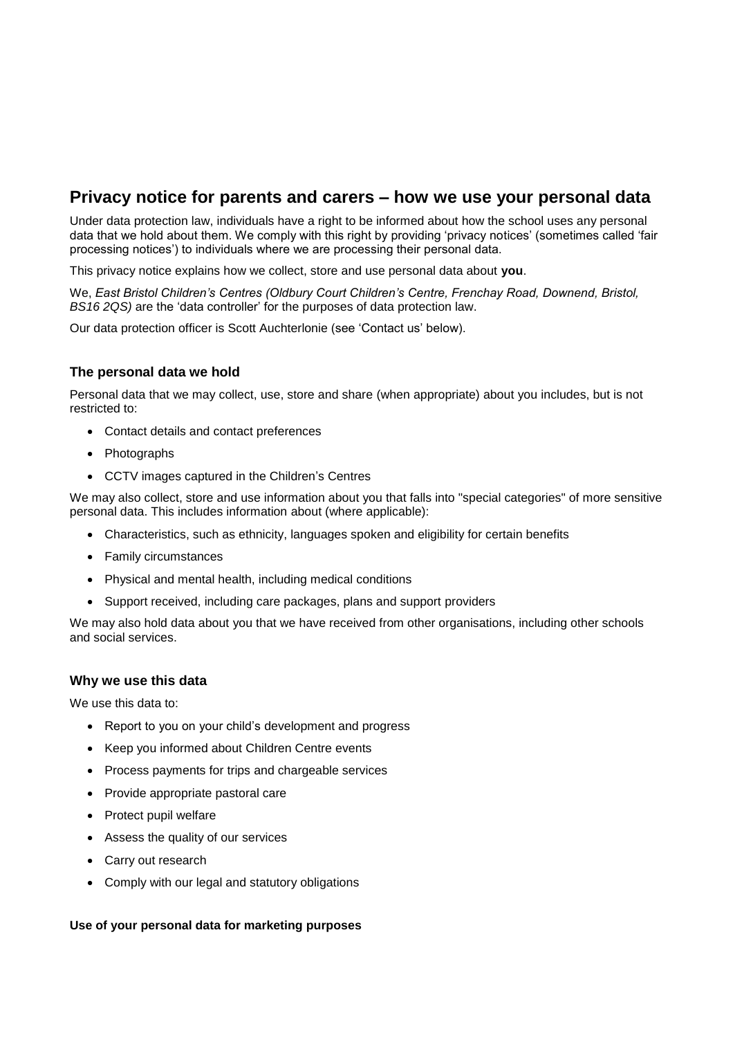# Privacy notice for parents and carers – how we use your personal data

Under data protection law, individuals have a right to be informed about how the school uses any personal data that we hold about them. We comply with this right by providing 'privacy notices' (sometimes called 'fair processing notices') to individuals where we are processing their personal data.

This privacy notice explains how we collect, store and use personal data about **you**.

We, *East Bristol Children's Centres (Oldbury Court Children's Centre, Frenchay Road, Downend, Bristol, BS16 2QS)* are the 'data controller' for the purposes of data protection law.

Our data protection officer is Scott Auchterlonie (see 'Contact us' below).

### The personal data we hold

Personal data that we may collect, use, store and share (when appropriate) about you includes, but is not restricted to:

- Contact details and contact preferences
- Photographs
- CCTV images captured in the Children's Centres

We may also collect, store and use information about you that falls into "special categories" of more sensitive personal data. This includes information about (where applicable):

- Characteristics, such as ethnicity, languages spoken and eligibility for certain benefits
- Family circumstances
- Physical and mental health, including medical conditions
- Support received, including care packages, plans and support providers

We may also hold data about you that we have received from other organisations, including other schools and social services.

### Why we use this data

We use this data to:

- Report to you on your child's development and progress
- Keep you informed about Children Centre events
- Process payments for trips and chargeable services
- Provide appropriate pastoral care
- Protect pupil welfare
- Assess the quality of our services
- Carry out research
- Comply with our legal and statutory obligations

#### Use of your personal data for marketing purposes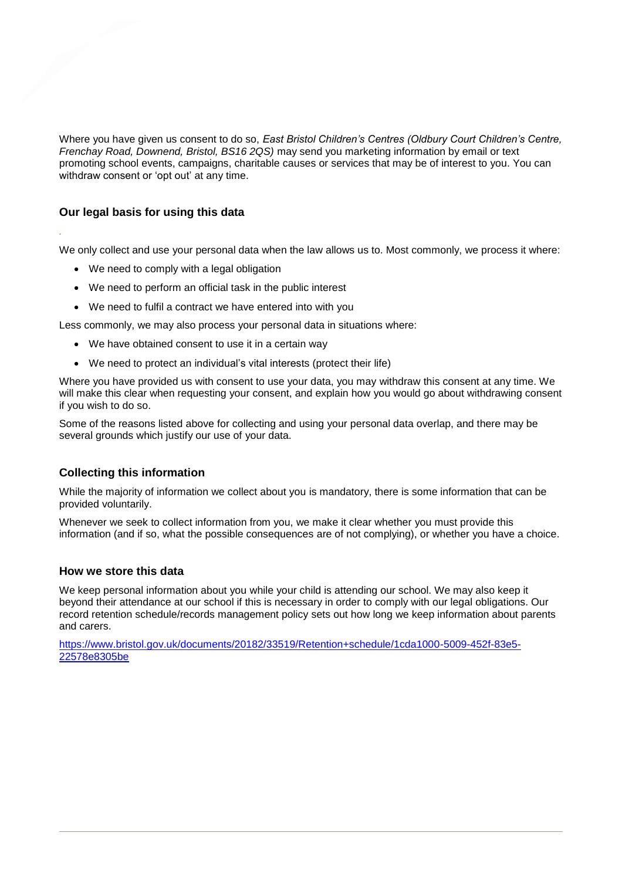Where you have given us consent to do so, *East Bristol Children's Centres (Oldbury Court Children's Centre, Frenchay Road, Downend, Bristol, BS16 2QS)* may send you marketing information by email or text promoting school events, campaigns, charitable causes or services that may be of interest to you. You can withdraw consent or 'opt out' at any time.

### Our legal basis for using this data

We only collect and use your personal data when the law allows us to. Most commonly, we process it where:

- We need to comply with a legal obligation
- We need to perform an official task in the public interest
- We need to fulfil a contract we have entered into with you

Less commonly, we may also process your personal data in situations where:

- We have obtained consent to use it in a certain way
- We need to protect an individual's vital interests (protect their life)

Where you have provided us with consent to use your data, you may withdraw this consent at any time. We will make this clear when requesting your consent, and explain how you would go about withdrawing consent if you wish to do so.

Some of the reasons listed above for collecting and using your personal data overlap, and there may be several grounds which justify our use of your data.

### Collecting this information

While the majority of information we collect about you is mandatory, there is some information that can be provided voluntarily.

Whenever we seek to collect information from you, we make it clear whether you must provide this information (and if so, what the possible consequences are of not complying), or whether you have a choice.

### How we store this data

We keep personal information about you while your child is attending our school. We may also keep it beyond their attendance at our school if this is necessary in order to comply with our legal obligations. Our record retention schedule/records management policy sets out how long we keep information about parents and carers.

https://www.bristol.gov.uk/documents/20182/33519/Retention+schedule/1cda1000-5009-452f-83e5-22578e8305be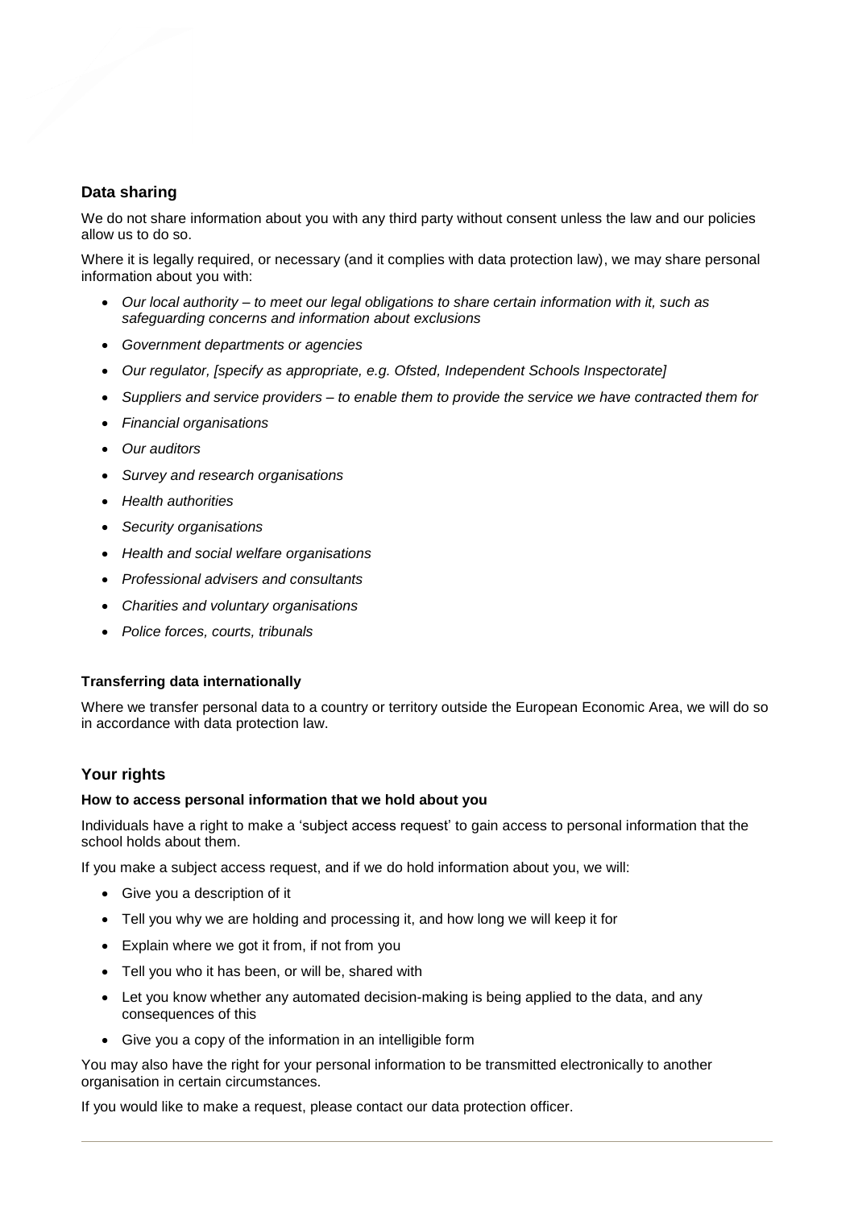## Data sharing

We do not share information about you with any third party without consent unless the law and our policies allow us to do so.

Where it is legally required, or necessary (and it complies with data protection law), we may share personal information about you with:

- *Our local authority – to meet our legal obligations to share certain information with it, such as safeguarding concerns and information about exclusions*
- *Government departments or agencies*
- *Our regulator, [specify as appropriate, e.g. Ofsted, Independent Schools Inspectorate]*
- *Suppliers and service providers – to enable them to provide the service we have contracted them for*
- *Financial organisations*
- *Our auditors*
- *Survey and research organisations*
- *Health authorities*
- *Security organisations*
- *Health and social welfare organisations*
- *Professional advisers and consultants*
- *Charities and voluntary organisations*
- *Police forces, courts, tribunals*

### Transferring data internationally

Where we transfer personal data to a country or territory outside the European Economic Area, we will do so in accordance with data protection law.

## Your rights

### How to access personal information that we hold about you

Individuals have a right to make a 'subject access request' to gain access to personal information that the school holds about them.

If you make a subject access request, and if we do hold information about you, we will:

- Give you a description of it
- Tell you why we are holding and processing it, and how long we will keep it for
- Explain where we got it from, if not from you
- Tell you who it has been, or will be, shared with
- Let you know whether any automated decision-making is being applied to the data, and any consequences of this
- Give you a copy of the information in an intelligible form

You may also have the right for your personal information to be transmitted electronically to another organisation in certain circumstances.

If you would like to make a request, please contact our data protection officer.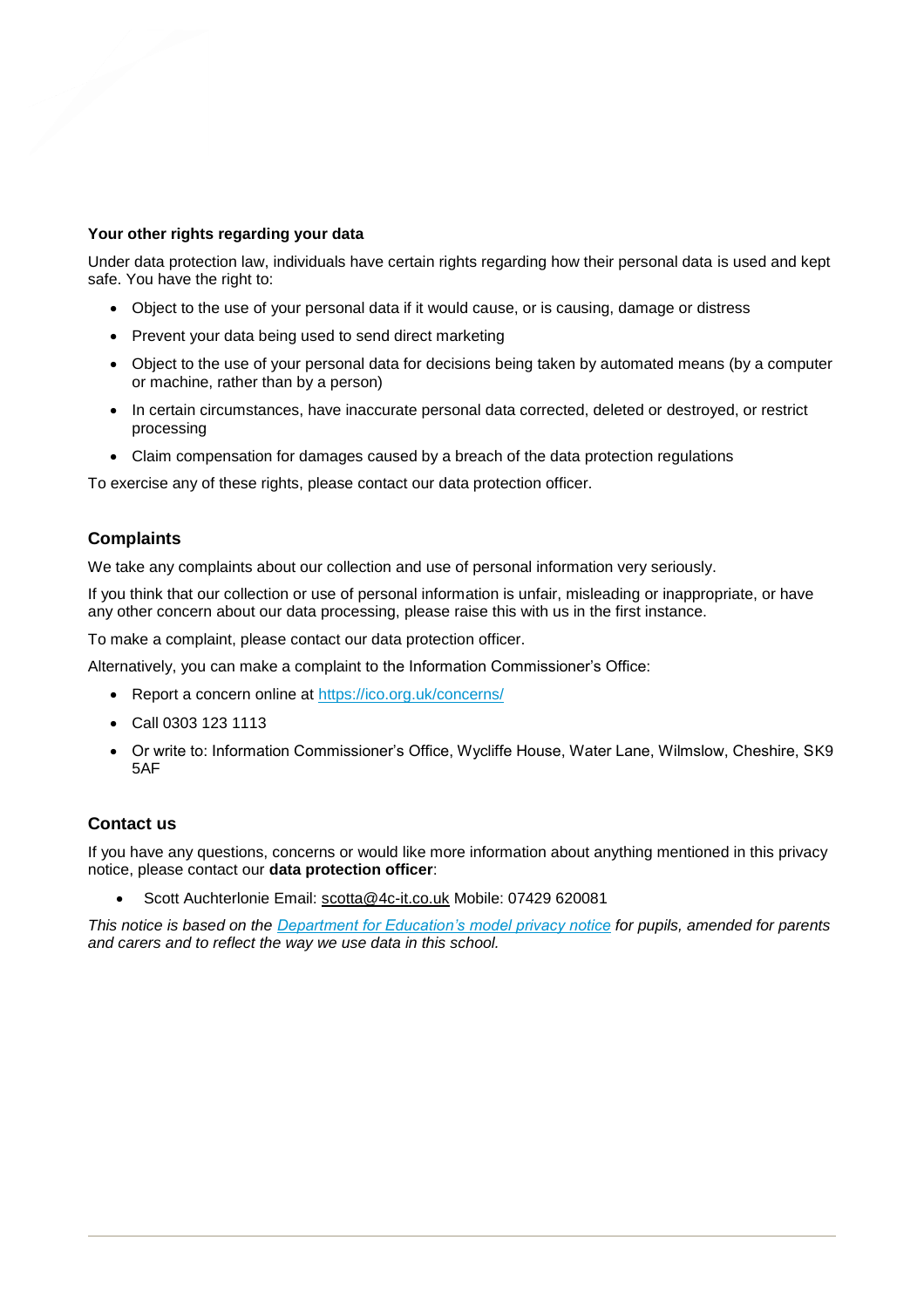### Your other rights regarding your data

Under data protection law, individuals have certain rights regarding how their personal data is used and kept safe. You have the right to:

- Object to the use of your personal data if it would cause, or is causing, damage or distress
- Prevent your data being used to send direct marketing
- Object to the use of your personal data for decisions being taken by automated means (by a computer or machine, rather than by a person)
- In certain circumstances, have inaccurate personal data corrected, deleted or destroyed, or restrict processing
- Claim compensation for damages caused by a breach of the data protection regulations

To exercise any of these rights, please contact our data protection officer.

## Complaints

We take any complaints about our collection and use of personal information very seriously.

If you think that our collection or use of personal information is unfair, misleading or inappropriate, or have any other concern about our data processing, please raise this with us in the first instance.

To make a complaint, please contact our data protection officer.

Alternatively, you can make a complaint to the Information Commissioner's Office:

- Report a concern online at https://ico.org.uk/concerns/
- Call 0303 123 1113
- Or write to: Information Commissioner's Office, Wycliffe House, Water Lane, Wilmslow, Cheshire, SK9 5AF

## Contact us

If you have any questions, concerns or would like more information about anything mentioned in this privacy notice, please contact our **data protection officer**:

- Scott Auchterlonie Email: scotta@4c-it.co.uk Mobile: 07429 620081

*This notice is based on the Department for Education's model privacy notice for pupils, amended for parents and carers and to reflect the way we use data in this school.*